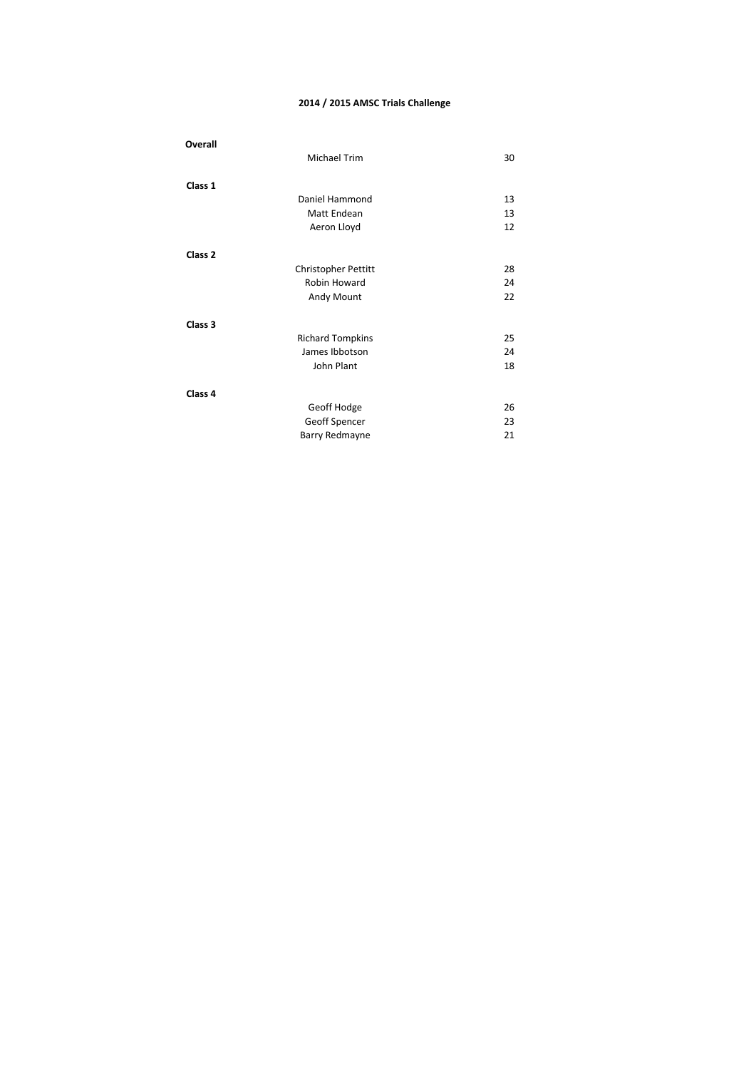# 2014 / 2015 AMSC Trials Challenge

| | | |
|---|---|---|
| **Overall** | | |
| | Michael Trim | 30 |
| **Class 1** | | |
| | Daniel Hammond | 13 |
| | Matt Endean | 13 |
| | Aeron Lloyd | 12 |
| **Class 2** | | |
| | Christopher Pettitt | 28 |
| | Robin Howard | 24 |
| | Andy Mount | 22 |
| **Class 3** | | |
| | Richard Tompkins | 25 |
| | James Ibbotson | 24 |
| | John Plant | 18 |
| **Class 4** | | |
| | Geoff Hodge | 26 |
| | Geoff Spencer | 23 |
| | Barry Redmayne | 21 |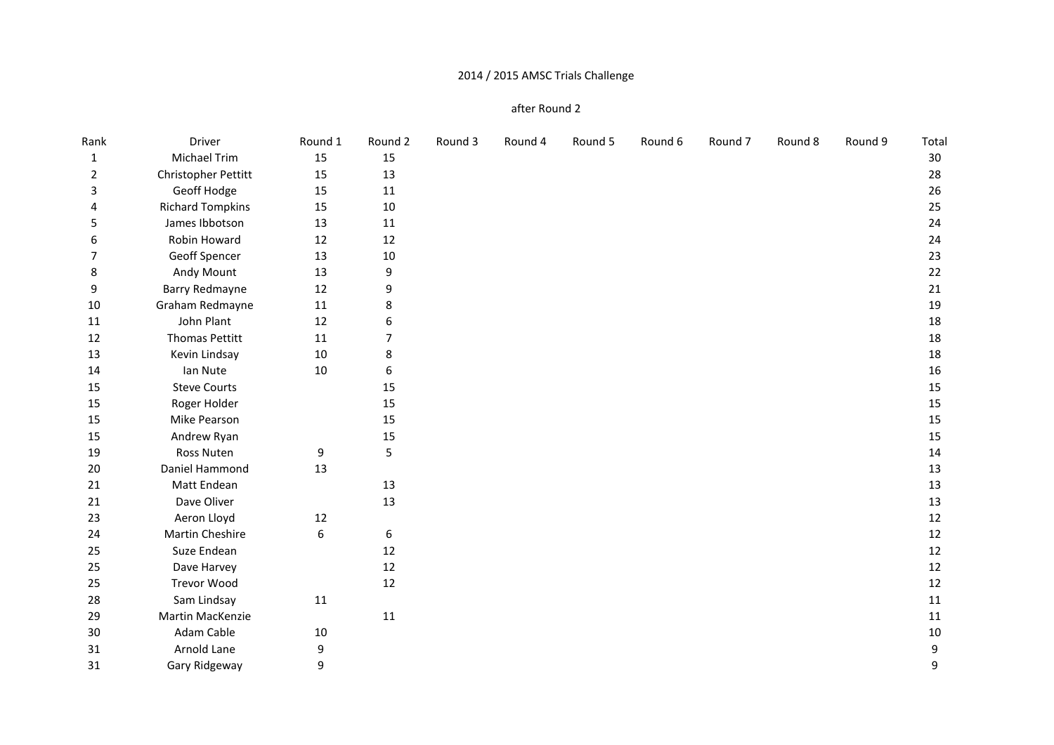2014 / 2015 AMSC Trials Challenge

after Round 2

| Rank | Driver | Round 1 | Round 2 | Round 3 | Round 4 | Round 5 | Round 6 | Round 7 | Round 8 | Round 9 | Total |
|---|---|---|---|---|---|---|---|---|---|---|---|
| 1 | Michael Trim | 15 | 15 | | | | | | | | 30 |
| 2 | Christopher Pettitt | 15 | 13 | | | | | | | | 28 |
| 3 | Geoff Hodge | 15 | 11 | | | | | | | | 26 |
| 4 | Richard Tompkins | 15 | 10 | | | | | | | | 25 |
| 5 | James Ibbotson | 13 | 11 | | | | | | | | 24 |
| 6 | Robin Howard | 12 | 12 | | | | | | | | 24 |
| 7 | Geoff Spencer | 13 | 10 | | | | | | | | 23 |
| 8 | Andy Mount | 13 | 9 | | | | | | | | 22 |
| 9 | Barry Redmayne | 12 | 9 | | | | | | | | 21 |
| 10 | Graham Redmayne | 11 | 8 | | | | | | | | 19 |
| 11 | John Plant | 12 | 6 | | | | | | | | 18 |
| 12 | Thomas Pettitt | 11 | 7 | | | | | | | | 18 |
| 13 | Kevin Lindsay | 10 | 8 | | | | | | | | 18 |
| 14 | Ian Nute | 10 | 6 | | | | | | | | 16 |
| 15 | Steve Courts | | 15 | | | | | | | | 15 |
| 15 | Roger Holder | | 15 | | | | | | | | 15 |
| 15 | Mike Pearson | | 15 | | | | | | | | 15 |
| 15 | Andrew Ryan | | 15 | | | | | | | | 15 |
| 19 | Ross Nuten | 9 | 5 | | | | | | | | 14 |
| 20 | Daniel Hammond | 13 | | | | | | | | | 13 |
| 21 | Matt Endean | | 13 | | | | | | | | 13 |
| 21 | Dave Oliver | | 13 | | | | | | | | 13 |
| 23 | Aeron Lloyd | 12 | | | | | | | | | 12 |
| 24 | Martin Cheshire | 6 | 6 | | | | | | | | 12 |
| 25 | Suze Endean | | 12 | | | | | | | | 12 |
| 25 | Dave Harvey | | 12 | | | | | | | | 12 |
| 25 | Trevor Wood | | 12 | | | | | | | | 12 |
| 28 | Sam Lindsay | 11 | | | | | | | | | 11 |
| 29 | Martin MacKenzie | | 11 | | | | | | | | 11 |
| 30 | Adam Cable | 10 | | | | | | | | | 10 |
| 31 | Arnold Lane | 9 | | | | | | | | | 9 |
| 31 | Gary Ridgeway | 9 | | | | | | | | | 9 |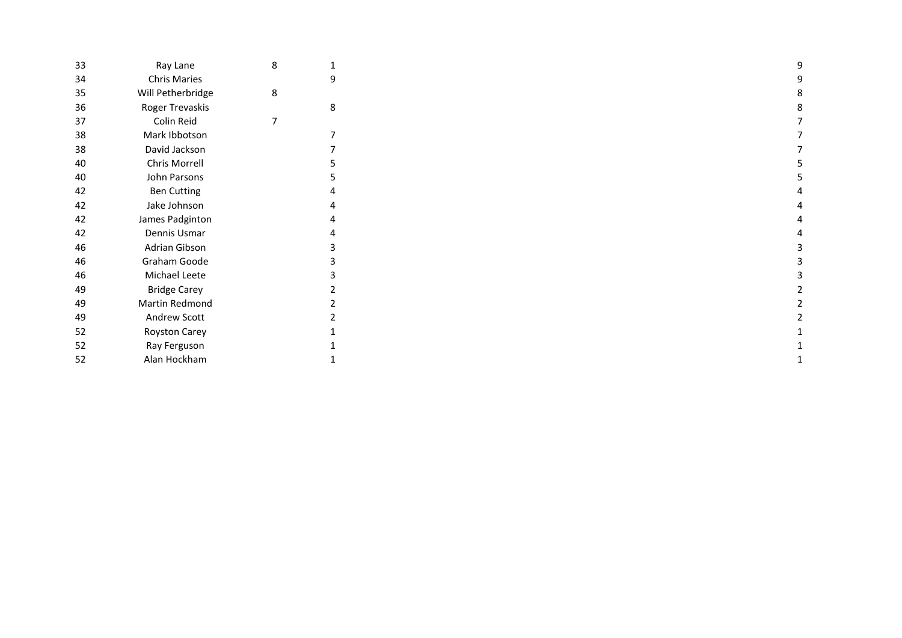| | | | | |
|---|---|---|---|---|
| 33 | Ray Lane | 8 | 1 | 9 |
| 34 | Chris Maries | | 9 | 9 |
| 35 | Will Petherbridge | 8 | | 8 |
| 36 | Roger Trevaskis | | 8 | 8 |
| 37 | Colin Reid | 7 | | 7 |
| 38 | Mark Ibbotson | | 7 | 7 |
| 38 | David Jackson | | 7 | 7 |
| 40 | Chris Morrell | | 5 | 5 |
| 40 | John Parsons | | 5 | 5 |
| 42 | Ben Cutting | | 4 | 4 |
| 42 | Jake Johnson | | 4 | 4 |
| 42 | James Padginton | | 4 | 4 |
| 42 | Dennis Usmar | | 4 | 4 |
| 46 | Adrian Gibson | | 3 | 3 |
| 46 | Graham Goode | | 3 | 3 |
| 46 | Michael Leete | | 3 | 3 |
| 49 | Bridge Carey | | 2 | 2 |
| 49 | Martin Redmond | | 2 | 2 |
| 49 | Andrew Scott | | 2 | 2 |
| 52 | Royston Carey | | 1 | 1 |
| 52 | Ray Ferguson | | 1 | 1 |
| 52 | Alan Hockham | | 1 | 1 |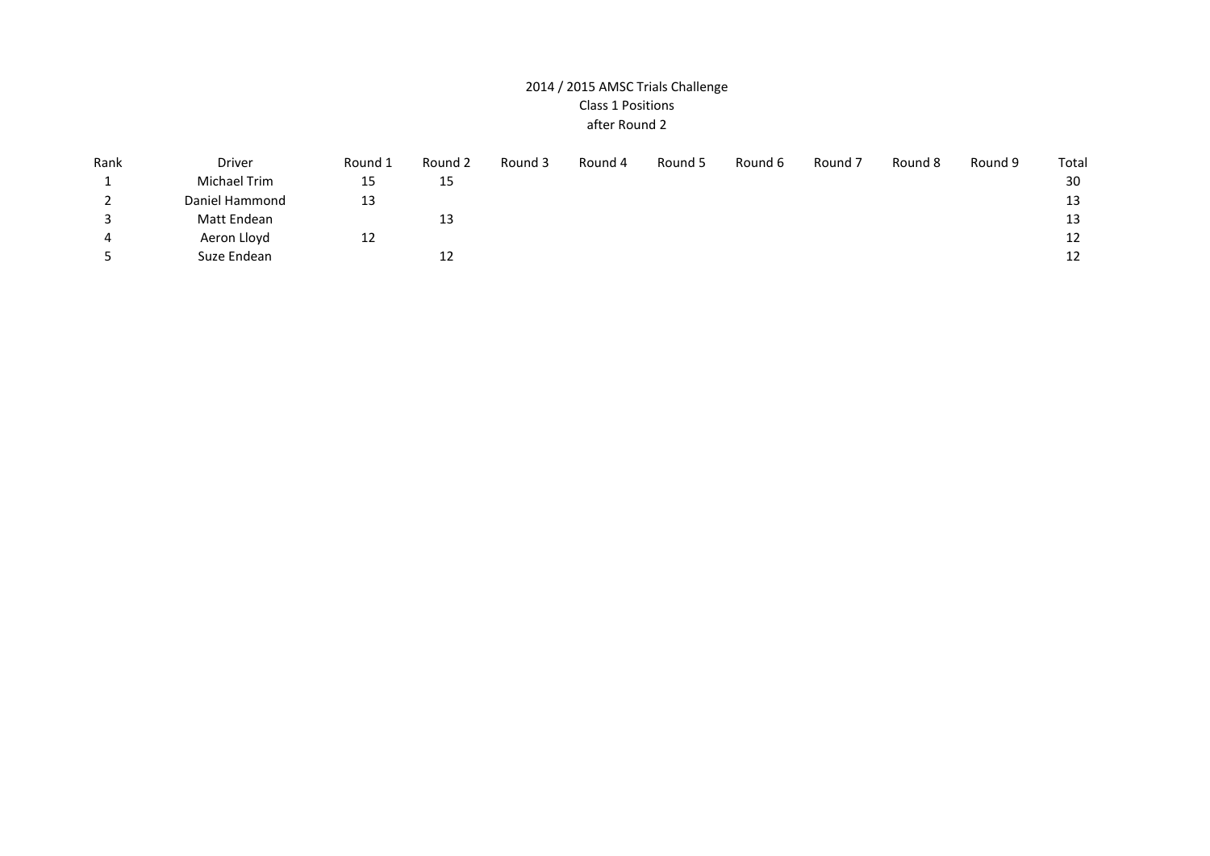# 2014 / 2015 AMSC Trials Challenge
## Class 1 Positions
### after Round 2

| Rank | Driver | Round 1 | Round 2 | Round 3 | Round 4 | Round 5 | Round 6 | Round 7 | Round 8 | Round 9 | Total |
|---|---|---|---|---|---|---|---|---|---|---|---|
| 1 | Michael Trim | 15 | 15 | | | | | | | | 30 |
| 2 | Daniel Hammond | 13 | | | | | | | | | 13 |
| 3 | Matt Endean | | 13 | | | | | | | | 13 |
| 4 | Aeron Lloyd | 12 | | | | | | | | | 12 |
| 5 | Suze Endean | | 12 | | | | | | | | 12 |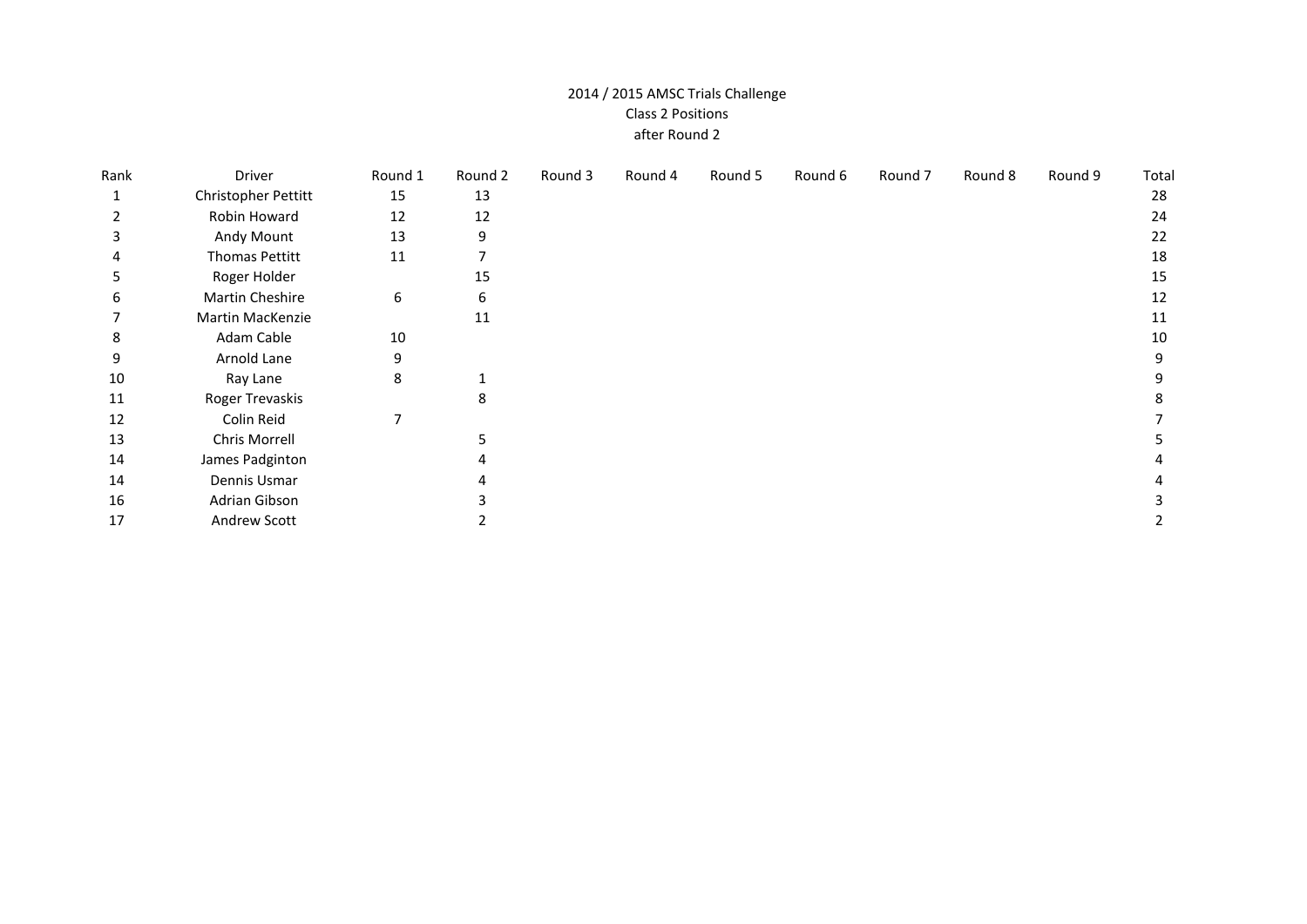2014 / 2015 AMSC Trials Challenge
Class 2 Positions
after Round 2

| Rank | Driver | Round 1 | Round 2 | Round 3 | Round 4 | Round 5 | Round 6 | Round 7 | Round 8 | Round 9 | Total |
|---|---|---|---|---|---|---|---|---|---|---|---|
| 1 | Christopher Pettitt | 15 | 13 | | | | | | | | 28 |
| 2 | Robin Howard | 12 | 12 | | | | | | | | 24 |
| 3 | Andy Mount | 13 | 9 | | | | | | | | 22 |
| 4 | Thomas Pettitt | 11 | 7 | | | | | | | | 18 |
| 5 | Roger Holder | | 15 | | | | | | | | 15 |
| 6 | Martin Cheshire | 6 | 6 | | | | | | | | 12 |
| 7 | Martin MacKenzie | | 11 | | | | | | | | 11 |
| 8 | Adam Cable | 10 | | | | | | | | | 10 |
| 9 | Arnold Lane | 9 | | | | | | | | | 9 |
| 10 | Ray Lane | 8 | 1 | | | | | | | | 9 |
| 11 | Roger Trevaskis | | 8 | | | | | | | | 8 |
| 12 | Colin Reid | 7 | | | | | | | | | 7 |
| 13 | Chris Morrell | | 5 | | | | | | | | 5 |
| 14 | James Padginton | | 4 | | | | | | | | 4 |
| 14 | Dennis Usmar | | 4 | | | | | | | | 4 |
| 16 | Adrian Gibson | | 3 | | | | | | | | 3 |
| 17 | Andrew Scott | | 2 | | | | | | | | 2 |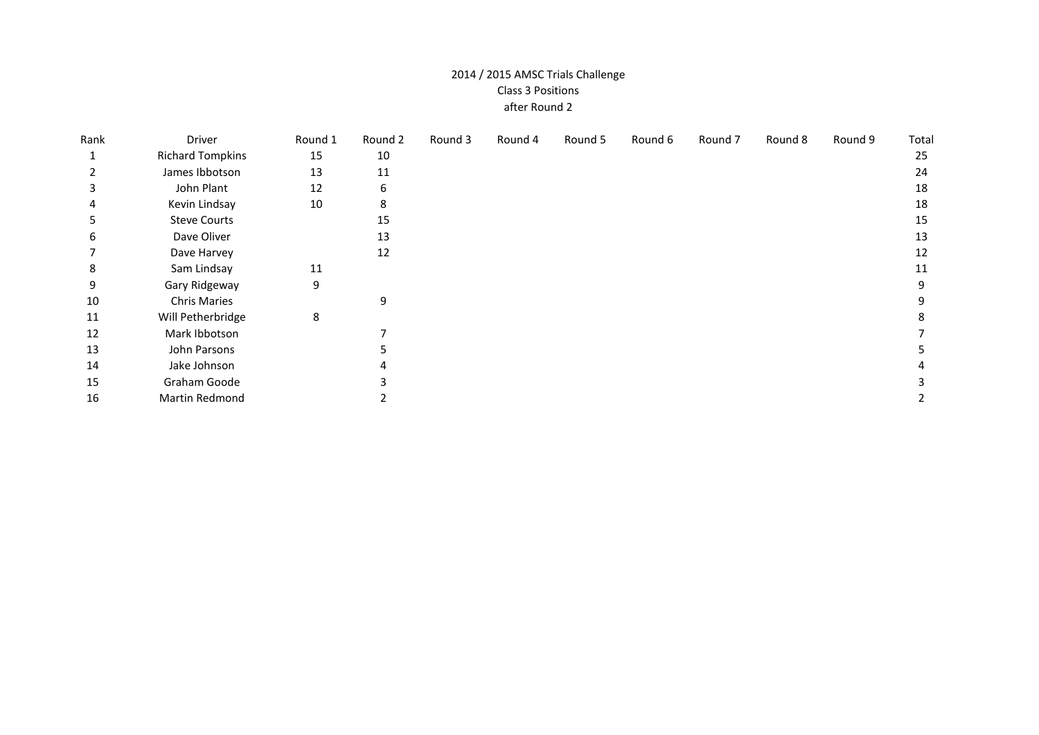2014 / 2015 AMSC Trials Challenge
Class 3 Positions
after Round 2

| Rank | Driver | Round 1 | Round 2 | Round 3 | Round 4 | Round 5 | Round 6 | Round 7 | Round 8 | Round 9 | Total |
|---|---|---|---|---|---|---|---|---|---|---|---|
| 1 | Richard Tompkins | 15 | 10 | | | | | | | | 25 |
| 2 | James Ibbotson | 13 | 11 | | | | | | | | 24 |
| 3 | John Plant | 12 | 6 | | | | | | | | 18 |
| 4 | Kevin Lindsay | 10 | 8 | | | | | | | | 18 |
| 5 | Steve Courts | | 15 | | | | | | | | 15 |
| 6 | Dave Oliver | | 13 | | | | | | | | 13 |
| 7 | Dave Harvey | | 12 | | | | | | | | 12 |
| 8 | Sam Lindsay | 11 | | | | | | | | | 11 |
| 9 | Gary Ridgeway | 9 | | | | | | | | | 9 |
| 10 | Chris Maries | | 9 | | | | | | | | 9 |
| 11 | Will Petherbridge | 8 | | | | | | | | | 8 |
| 12 | Mark Ibbotson | | 7 | | | | | | | | 7 |
| 13 | John Parsons | | 5 | | | | | | | | 5 |
| 14 | Jake Johnson | | 4 | | | | | | | | 4 |
| 15 | Graham Goode | | 3 | | | | | | | | 3 |
| 16 | Martin Redmond | | 2 | | | | | | | | 2 |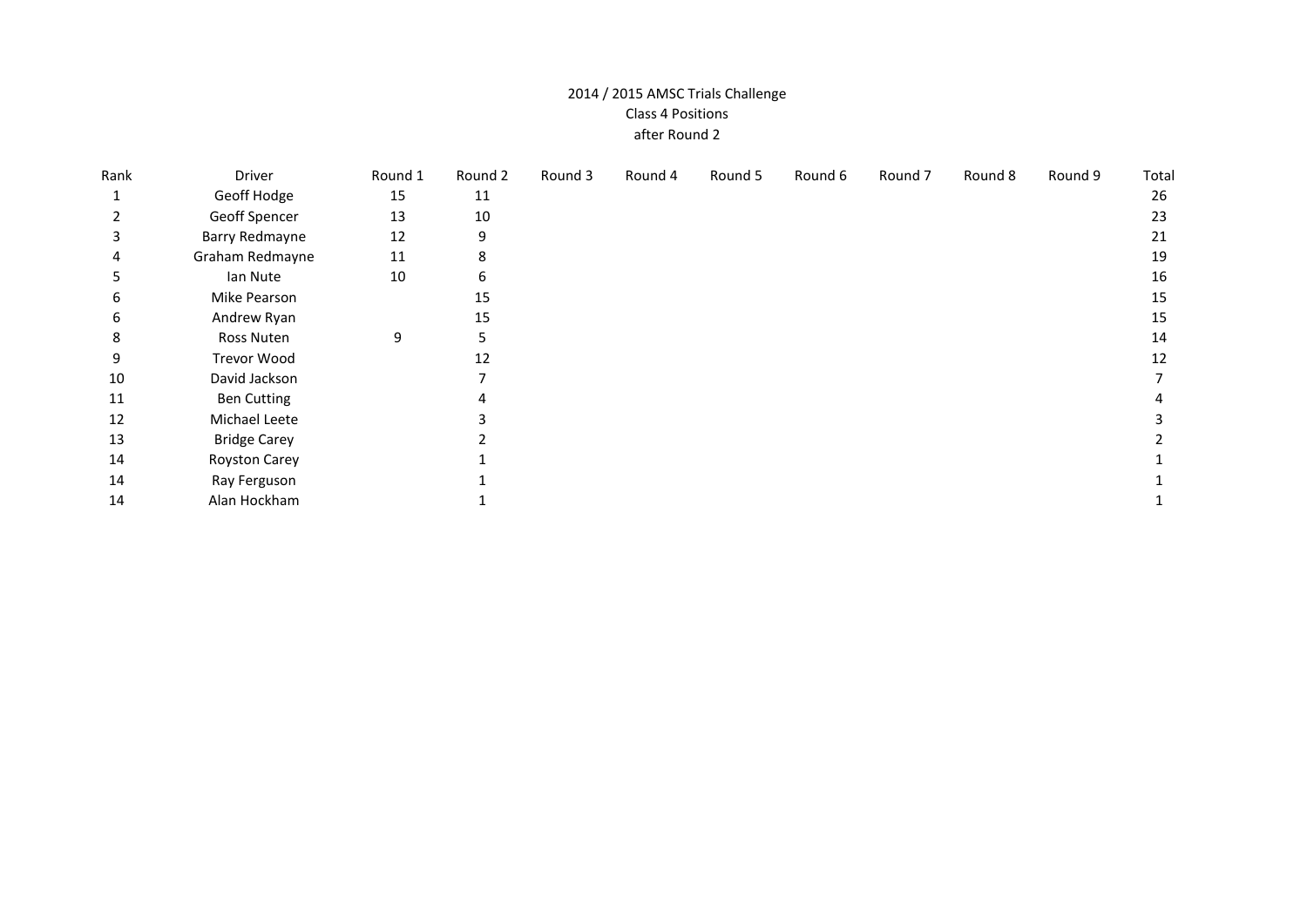2014 / 2015 AMSC Trials Challenge

Class 4 Positions

after Round 2

| Rank | Driver | Round 1 | Round 2 | Round 3 | Round 4 | Round 5 | Round 6 | Round 7 | Round 8 | Round 9 | Total |
|---|---|---|---|---|---|---|---|---|---|---|---|
| 1 | Geoff Hodge | 15 | 11 | | | | | | | | 26 |
| 2 | Geoff Spencer | 13 | 10 | | | | | | | | 23 |
| 3 | Barry Redmayne | 12 | 9 | | | | | | | | 21 |
| 4 | Graham Redmayne | 11 | 8 | | | | | | | | 19 |
| 5 | Ian Nute | 10 | 6 | | | | | | | | 16 |
| 6 | Mike Pearson | | 15 | | | | | | | | 15 |
| 6 | Andrew Ryan | | 15 | | | | | | | | 15 |
| 8 | Ross Nuten | 9 | 5 | | | | | | | | 14 |
| 9 | Trevor Wood | | 12 | | | | | | | | 12 |
| 10 | David Jackson | | 7 | | | | | | | | 7 |
| 11 | Ben Cutting | | 4 | | | | | | | | 4 |
| 12 | Michael Leete | | 3 | | | | | | | | 3 |
| 13 | Bridge Carey | | 2 | | | | | | | | 2 |
| 14 | Royston Carey | | 1 | | | | | | | | 1 |
| 14 | Ray Ferguson | | 1 | | | | | | | | 1 |
| 14 | Alan Hockham | | 1 | | | | | | | | 1 |